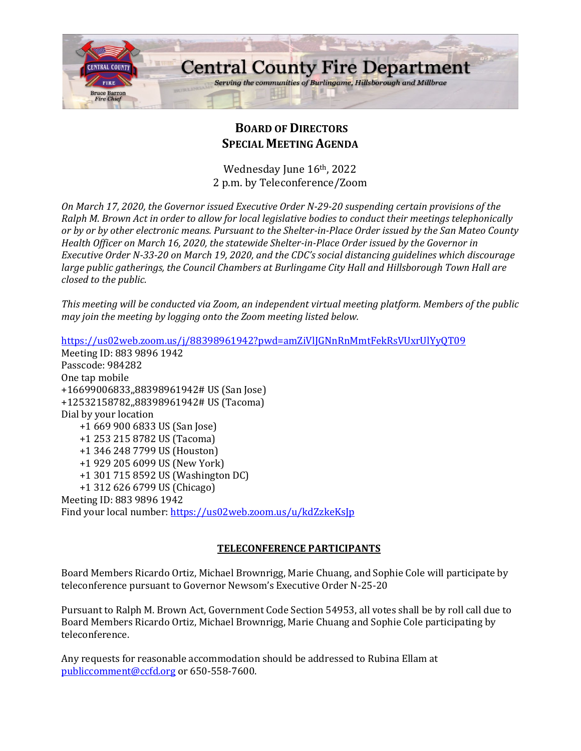# Central County Fire Department

*Serving the communities of Burlingame, Hillsborough and Millbrae*

Bruce Barron
*Fire Chief*

## BOARD OF DIRECTORS
## SPECIAL MEETING AGENDA

Wednesday June 16th, 2022
2 p.m. by Teleconference/Zoom

*On March 17, 2020, the Governor issued Executive Order N-29-20 suspending certain provisions of the Ralph M. Brown Act in order to allow for local legislative bodies to conduct their meetings telephonically or by or by other electronic means. Pursuant to the Shelter-in-Place Order issued by the San Mateo County Health Officer on March 16, 2020, the statewide Shelter-in-Place Order issued by the Governor in Executive Order N-33-20 on March 19, 2020, and the CDC's social distancing guidelines which discourage large public gatherings, the Council Chambers at Burlingame City Hall and Hillsborough Town Hall are closed to the public.*

*This meeting will be conducted via Zoom, an independent virtual meeting platform. Members of the public may join the meeting by logging onto the Zoom meeting listed below.*

https://us02web.zoom.us/j/88398961942?pwd=amZiVlJGNnRnMmtFekRsVUxrUlYyQT09
Meeting ID: 883 9896 1942
Passcode: 984282
One tap mobile
+16699006833,,88398961942# US (San Jose)
+12532158782,,88398961942# US (Tacoma)
Dial by your location
- +1 669 900 6833 US (San Jose)
- +1 253 215 8782 US (Tacoma)
- +1 346 248 7799 US (Houston)
- +1 929 205 6099 US (New York)
- +1 301 715 8592 US (Washington DC)
- +1 312 626 6799 US (Chicago)

Meeting ID: 883 9896 1942
Find your local number: https://us02web.zoom.us/u/kdZzkeKsJp

### TELECONFERENCE PARTICIPANTS

Board Members Ricardo Ortiz, Michael Brownrigg, Marie Chuang, and Sophie Cole will participate by teleconference pursuant to Governor Newsom's Executive Order N-25-20

Pursuant to Ralph M. Brown Act, Government Code Section 54953, all votes shall be by roll call due to Board Members Ricardo Ortiz, Michael Brownrigg, Marie Chuang and Sophie Cole participating by teleconference.

Any requests for reasonable accommodation should be addressed to Rubina Ellam at publiccomment@ccfd.org or 650-558-7600.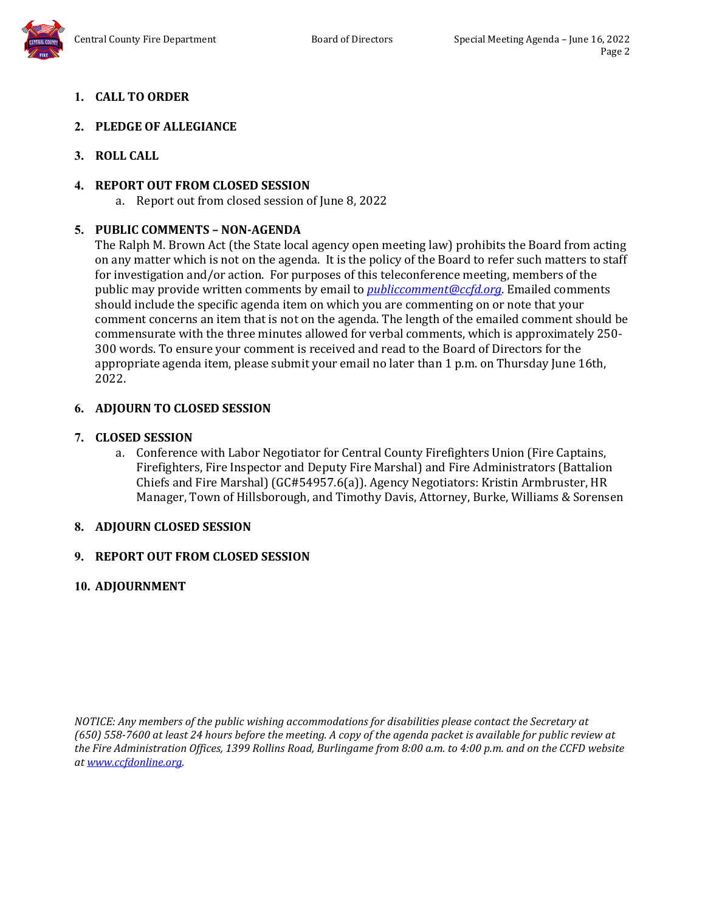1. **CALL TO ORDER**

2. **PLEDGE OF ALLEGIANCE**

3. **ROLL CALL**

4. **REPORT OUT FROM CLOSED SESSION**
   a. Report out from closed session of June 8, 2022

5. **PUBLIC COMMENTS – NON-AGENDA**
   The Ralph M. Brown Act (the State local agency open meeting law) prohibits the Board from acting on any matter which is not on the agenda. It is the policy of the Board to refer such matters to staff for investigation and/or action. For purposes of this teleconference meeting, members of the public may provide written comments by email to *publiccomment@ccfd.org*. Emailed comments should include the specific agenda item on which you are commenting on or note that your comment concerns an item that is not on the agenda. The length of the emailed comment should be commensurate with the three minutes allowed for verbal comments, which is approximately 250-300 words. To ensure your comment is received and read to the Board of Directors for the appropriate agenda item, please submit your email no later than 1 p.m. on Thursday June 16th, 2022.

6. **ADJOURN TO CLOSED SESSION**

7. **CLOSED SESSION**
   a. Conference with Labor Negotiator for Central County Firefighters Union (Fire Captains, Firefighters, Fire Inspector and Deputy Fire Marshal) and Fire Administrators (Battalion Chiefs and Fire Marshal) (GC#54957.6(a)). Agency Negotiators: Kristin Armbruster, HR Manager, Town of Hillsborough, and Timothy Davis, Attorney, Burke, Williams & Sorensen

8. **ADJOURN CLOSED SESSION**

9. **REPORT OUT FROM CLOSED SESSION**

10. **ADJOURNMENT**

*NOTICE: Any members of the public wishing accommodations for disabilities please contact the Secretary at (650) 558-7600 at least 24 hours before the meeting. A copy of the agenda packet is available for public review at the Fire Administration Offices, 1399 Rollins Road, Burlingame from 8:00 a.m. to 4:00 p.m. and on the CCFD website at www.ccfdonline.org.*